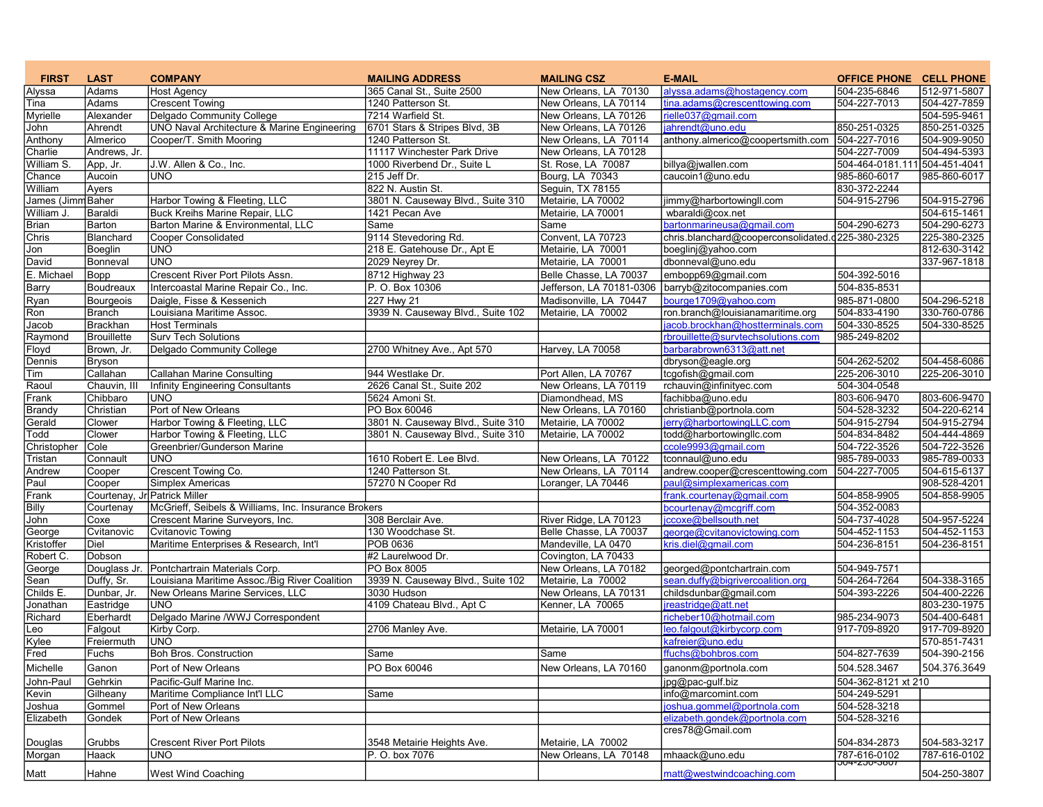| FIRST | LAST | COMPANY | MAILING ADDRESS | MAILING CSZ | E-MAIL | OFFICE PHONE | CELL PHONE |
|---|---|---|---|---|---|---|---|
| Alyssa | Adams | Host Agency | 365 Canal St., Suite 2500 | New Orleans, LA 70130 | alyssa.adams@hostagency.com | 504-235-6846 | 512-971-5807 |
| Tina | Adams | Crescent Towing | 1240 Patterson St. | New Orleans, LA 70114 | tina.adams@crescenttowing.com | 504-227-7013 | 504-427-7859 |
| Myrielle | Alexander | Delgado Community College | 7214 Warfield St. | New Orleans, LA 70126 | rielle037@gmail.com | | 504-595-9461 |
| John | Ahrendt | UNO Naval Architecture & Marine Engineering | 6701 Stars & Stripes Blvd, 3B | New Orleans, LA 70126 | jahrendt@uno.edu | 850-251-0325 | 850-251-0325 |
| Anthony | Almerico | Cooper/T. Smith Mooring | 1240 Patterson St. | New Orleans, LA 70114 | anthony.almerico@coopertsmith.com | 504-227-7016 | 504-909-9050 |
| Charlie | Andrews, Jr. | | 11117 Winchester Park Drive | New Orleans, LA 70128 | | 504-227-7009 | 504-494-5393 |
| William S. | App, Jr. | J.W. Allen & Co., Inc. | 1000 Riverbend Dr., Suite L | St. Rose, LA 70087 | billya@jwallen.com | 504-464-0181.111 | 504-451-4041 |
| Chance | Aucoin | UNO | 215 Jeff Dr. | Bourg, LA 70343 | caucoin1@uno.edu | 985-860-6017 | 985-860-6017 |
| William | Ayers | | 822 N. Austin St. | Seguin, TX 78155 | | 830-372-2244 | |
| James (Jimm | Baher | Harbor Towing & Fleeting, LLC | 3801 N. Causeway Blvd., Suite 310 | Metairie, LA 70002 | jimmy@harbortowingll.com | 504-915-2796 | 504-915-2796 |
| William J. | Baraldi | Buck Kreihs Marine Repair, LLC | 1421 Pecan Ave | Metairie, LA 70001 | wbaraldi@cox.net | | 504-615-1461 |
| Brian | Barton | Barton Marine & Environmental, LLC | Same | Same | bartonmarineusa@gmail.com | 504-290-6273 | 504-290-6273 |
| Chris | Blanchard | Cooper Consolidated | 9114 Stevedoring Rd. | Convent, LA 70723 | chris.blanchard@cooperconsolidated.c | 225-380-2325 | 225-380-2325 |
| Jon | Boeglin | UNO | 218 E. Gatehouse Dr., Apt E | Metairie, LA 70001 | boeglinj@yahoo.com | | 812-630-3142 |
| David | Bonneval | UNO | 2029 Neyrey Dr. | Metairie, LA 70001 | dbonneval@uno.edu | | 337-967-1818 |
| E. Michael | Bopp | Crescent River Port Pilots Assn. | 8712 Highway 23 | Belle Chasse, LA 70037 | embopp69@gmail.com | 504-392-5016 | |
| Barry | Boudreaux | Intercoastal Marine Repair Co., Inc. | P. O. Box 10306 | Jefferson, LA 70181-0306 | barryb@zitocompanies.com | 504-835-8531 | |
| Ryan | Bourgeois | Daigle, Fisse & Kessenich | 227 Hwy 21 | Madisonville, LA 70447 | bourge1709@yahoo.com | 985-871-0800 | 504-296-5218 |
| Ron | Branch | Louisiana Maritime Assoc. | 3939 N. Causeway Blvd., Suite 102 | Metairie, LA 70002 | ron.branch@louisianamaritime.org | 504-833-4190 | 330-760-0786 |
| Jacob | Brackhan | Host Terminals | | | jacob.brockhan@hostterminals.com | 504-330-8525 | 504-330-8525 |
| Raymond | Brouillette | Surv Tech Solutions | | | rbrouillette@survtechsolutions.com | 985-249-8202 | |
| Floyd | Brown, Jr. | Delgado Community College | 2700 Whitney Ave., Apt 570 | Harvey, LA 70058 | barbarabrown6313@att.net | | |
| Dennis | Bryson | | | | dbryson@eagle.org | 504-262-5202 | 504-458-6086 |
| Tim | Callahan | Callahan Marine Consulting | 944 Westlake Dr. | Port Allen, LA 70767 | tcgofish@gmail.com | 225-206-3010 | 225-206-3010 |
| Raoul | Chauvin, III | Infinity Engineering Consultants | 2626 Canal St., Suite 202 | New Orleans, LA 70119 | rchauvin@infinityec.com | 504-304-0548 | |
| Frank | Chibbaro | UNO | 5624 Amoni St. | Diamondhead, MS | fachibba@uno.edu | 803-606-9470 | 803-606-9470 |
| Brandy | Christian | Port of New Orleans | PO Box 60046 | New Orleans, LA 70160 | christianb@portnola.com | 504-528-3232 | 504-220-6214 |
| Gerald | Clower | Harbor Towing & Fleeting, LLC | 3801 N. Causeway Blvd., Suite 310 | Metairie, LA 70002 | jerry@harbortowingLLC.com | 504-915-2794 | 504-915-2794 |
| Todd | Clower | Harbor Towing & Fleeting, LLC | 3801 N. Causeway Blvd., Suite 310 | Metairie, LA 70002 | todd@harbortowingllc.com | 504-834-8482 | 504-444-4869 |
| Christopher | Cole | Greenbrier/Gunderson Marine | | | ccole9993@gmail.com | 504-722-3526 | 504-722-3526 |
| Tristan | Connault | UNO | 1610 Robert E. Lee Blvd. | New Orleans, LA 70122 | tconnaul@uno.edu | 985-789-0033 | 985-789-0033 |
| Andrew | Cooper | Crescent Towing Co. | 1240 Patterson St. | New Orleans, LA 70114 | andrew.cooper@crescenttowing.com | 504-227-7005 | 504-615-6137 |
| Paul | Cooper | Simplex Americas | 57270 N Cooper Rd | Loranger, LA 70446 | paul@simplexamericas.com | | 908-528-4201 |
| Frank | Courtenay, Jr | Patrick Miller | | | frank.courtenay@gmail.com | 504-858-9905 | 504-858-9905 |
| Billy | Courtenay | McGrieff, Seibels & Williams, Inc. Insurance Brokers | | | bcourtenay@mcgriff.com | 504-352-0083 | |
| John | Coxe | Crescent Marine Surveyors, Inc. | 308 Berclair Ave. | River Ridge, LA 70123 | jccoxe@bellsouth.net | 504-737-4028 | 504-957-5224 |
| George | Cvitanovic | Cvitanovic Towing | 130 Woodchase St. | Belle Chasse, LA 70037 | george@cvitanovictowing.com | 504-452-1153 | 504-452-1153 |
| Kristoffer | Diel | Maritime Enterprises & Research, Int'l | POB 0636 | Mandeville, LA 0470 | kris.diel@gmail.com | 504-236-8151 | 504-236-8151 |
| Robert C. | Dobson | | #2 Laurelwood Dr. | Covington, LA 70433 | | | |
| George | Douglass Jr. | Pontchartrain Materials Corp. | PO Box 8005 | New Orleans, LA 70182 | georged@pontchartrain.com | 504-949-7571 | |
| Sean | Duffy, Sr. | Louisiana Maritime Assoc./Big River Coalition | 3939 N. Causeway Blvd., Suite 102 | Metairie, La 70002 | sean.duffy@bigrivercoalition.org | 504-264-7264 | 504-338-3165 |
| Childs E. | Dunbar, Jr. | New Orleans Marine Services, LLC | 3030 Hudson | New Orleans, LA 70131 | childsdunbar@gmail.com | 504-393-2226 | 504-400-2226 |
| Jonathan | Eastridge | UNO | 4109 Chateau Blvd., Apt C | Kenner, LA 70065 | jreastridge@att.net | | 803-270-1975 |
| Richard | Eberhardt | Delgado Marine /WWJ Correspondent | | | richeber10@hotmail.com | 985-234-9073 | 504-400-6481 |
| Leo | Falgout | Kirby Corp. | 2706 Manley Ave. | Metairie, LA 70001 | leo.falgout@kirbycorp.com | 917-709-8920 | 917-709-8920 |
| Kylee | Freiermuth | UNO | | | kafreier@uno.edu | | 570-851-7431 |
| Fred | Fuchs | Boh Bros. Construction | Same | Same | ffuchs@bohbros.com | 504-827-7639 | 504-390-2156 |
| Michelle | Ganon | Port of New Orleans | PO Box 60046 | New Orleans, LA 70160 | ganonm@portnola.com | 504.528.3467 | 504.376.3649 |
| John-Paul | Gehrkin | Pacific-Gulf Marine Inc. | | | jpg@pac-gulf.biz | 504-362-8121 xt 210 | |
| Kevin | Gilheany | Maritime Compliance Int'l LLC | Same | | info@marcomint.com | 504-249-5291 | |
| Joshua | Gommel | Port of New Orleans | | | joshua.gommel@portnola.com | 504-528-3218 | |
| Elizabeth | Gondek | Port of New Orleans | | | elizabeth.gondek@portnola.com | 504-528-3216 | |
| Douglas | Grubbs | Crescent River Port Pilots | 3548 Metairie Heights Ave. | Metairie, LA 70002 | cres78@Gmail.com | 504-834-2873 | 504-583-3217 |
| Morgan | Haack | UNO | P. O. box 7076 | New Orleans, LA 70148 | mhaack@uno.edu | 787-616-0102 | 787-616-0102 |
| Matt | Hahne | West Wind Coaching | | | matt@westwindcoaching.com | 504-250-3807 | 504-250-3807 |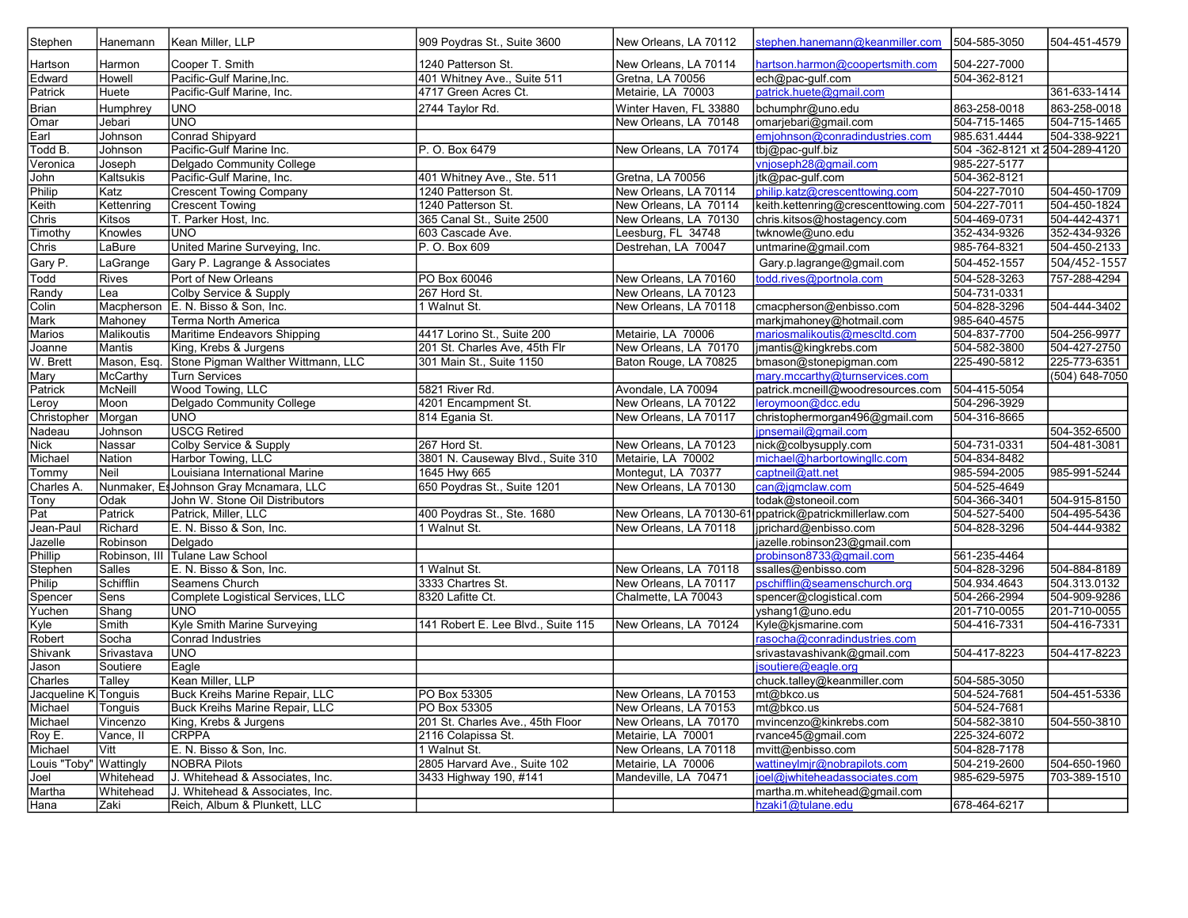| | | | | | | | |
|---|---|---|---|---|---|---|---|
| Stephen | Hanemann | Kean Miller, LLP | 909 Poydras St., Suite 3600 | New Orleans, LA 70112 | stephen.hanemann@keanmiller.com | 504-585-3050 | 504-451-4579 |
| Hartson | Harmon | Cooper T. Smith | 1240 Patterson St. | New Orleans, LA 70114 | hartson.harmon@coopertsmith.com | 504-227-7000 | |
| Edward | Howell | Pacific-Gulf Marine,Inc. | 401 Whitney Ave., Suite 511 | Gretna, LA 70056 | ech@pac-gulf.com | 504-362-8121 | |
| Patrick | Huete | Pacific-Gulf Marine, Inc. | 4717 Green Acres Ct. | Metairie, LA 70003 | patrick.huete@gmail.com | | 361-633-1414 |
| Brian | Humphrey | UNO | 2744 Taylor Rd. | Winter Haven, FL 33880 | bchumphr@uno.edu | 863-258-0018 | 863-258-0018 |
| Omar | Jebari | UNO | | New Orleans, LA 70148 | omarjebari@gmail.com | 504-715-1465 | 504-715-1465 |
| Earl | Johnson | Conrad Shipyard | | | emjohnson@conradindustries.com | 985.631.4444 | 504-338-9221 |
| Todd B. | Johnson | Pacific-Gulf Marine Inc. | P. O. Box 6479 | New Orleans, LA 70174 | tbj@pac-gulf.biz | 504 -362-8121 xt 2 | 504-289-4120 |
| Veronica | Joseph | Delgado Community College | | | vnjoseph28@gmail.com | 985-227-5177 | |
| John | Kaltsukis | Pacific-Gulf Marine, Inc. | 401 Whitney Ave., Ste. 511 | Gretna, LA 70056 | jtk@pac-gulf.com | 504-362-8121 | |
| Philip | Katz | Crescent Towing Company | 1240 Patterson St. | New Orleans, LA 70114 | philip.katz@crescenttowing.com | 504-227-7010 | 504-450-1709 |
| Keith | Kettenring | Crescent Towing | 1240 Patterson St. | New Orleans, LA 70114 | keith.kettenring@crescenttowing.com | 504-227-7011 | 504-450-1824 |
| Chris | Kitsos | T. Parker Host, Inc. | 365 Canal St., Suite 2500 | New Orleans, LA 70130 | chris.kitsos@hostagency.com | 504-469-0731 | 504-442-4371 |
| Timothy | Knowles | UNO | 603 Cascade Ave. | Leesburg, FL 34748 | twknowle@uno.edu | 352-434-9326 | 352-434-9326 |
| Chris | LaBure | United Marine Surveying, Inc. | P. O. Box 609 | Destrehan, LA 70047 | untmarine@gmail.com | 985-764-8321 | 504-450-2133 |
| Gary P. | LaGrange | Gary P. Lagrange & Associates | | | Gary.p.lagrange@gmail.com | 504-452-1557 | 504/452-1557 |
| Todd | Rives | Port of New Orleans | PO Box 60046 | New Orleans, LA 70160 | todd.rives@portnola.com | 504-528-3263 | 757-288-4294 |
| Randy | Lea | Colby Service & Supply | 267 Hord St. | New Orleans, LA 70123 | | 504-731-0331 | |
| Colin | Macpherson | E. N. Bisso & Son, Inc. | 1 Walnut St. | New Orleans, LA 70118 | cmacpherson@enbisso.com | 504-828-3296 | 504-444-3402 |
| Mark | Mahoney | Terma North America | | | markjmahoney@hotmail.com | 985-640-4575 | |
| Marios | Malikoutis | Maritime Endeavors Shipping | 4417 Lorino St., Suite 200 | Metairie, LA 70006 | mariosmalikoutis@mescltd.com | 504-837-7700 | 504-256-9977 |
| Joanne | Mantis | King, Krebs & Jurgens | 201 St. Charles Ave, 45th Flr | New Orleans, LA 70170 | jmantis@kingkrebs.com | 504-582-3800 | 504-427-2750 |
| W. Brett | Mason, Esq. | Stone Pigman Walther Wittmann, LLC | 301 Main St., Suite 1150 | Baton Rouge, LA 70825 | bmason@stonepigman.com | 225-490-5812 | 225-773-6351 |
| Mary | McCarthy | Turn Services | | | mary.mccarthy@turnservices.com | | (504) 648-7050 |
| Patrick | McNeill | Wood Towing, LLC | 5821 River Rd. | Avondale, LA 70094 | patrick.mcneill@woodresources.com | 504-415-5054 | |
| Leroy | Moon | Delgado Community College | 4201 Encampment St. | New Orleans, LA 70122 | leroymoon@dcc.edu | 504-296-3929 | |
| Christopher | Morgan | UNO | 814 Egania St. | New Orleans, LA 70117 | christophermorgan496@gmail.com | 504-316-8665 | |
| Nadeau | Johnson | USCG Retired | | | jpnsemail@gmail.com | | 504-352-6500 |
| Nick | Nassar | Colby Service & Supply | 267 Hord St. | New Orleans, LA 70123 | nick@colbysupply.com | 504-731-0331 | 504-481-3081 |
| Michael | Nation | Harbor Towing, LLC | 3801 N. Causeway Blvd., Suite 310 | Metairie, LA 70002 | michael@harbortowingllc.com | 504-834-8482 | |
| Tommy | Neil | Louisiana International Marine | 1645 Hwy 665 | Montegut, LA 70377 | captneil@att.net | 985-594-2005 | 985-991-5244 |
| Charles A. | Nunmaker, Es | Johnson Gray Mcnamara, LLC | 650 Poydras St., Suite 1201 | New Orleans, LA 70130 | can@jgmclaw.com | 504-525-4649 | |
| Tony | Odak | John W. Stone Oil Distributors | | | todak@stoneoil.com | 504-366-3401 | 504-915-8150 |
| Pat | Patrick | Patrick, Miller, LLC | 400 Poydras St., Ste. 1680 | New Orleans, LA 70130-61 | ppatrick@patrickmillerlaw.com | 504-527-5400 | 504-495-5436 |
| Jean-Paul | Richard | E. N. Bisso & Son, Inc. | 1 Walnut St. | New Orleans, LA 70118 | jprichard@enbisso.com | 504-828-3296 | 504-444-9382 |
| Jazelle | Robinson | Delgado | | | jazelle.robinson23@gmail.com | | |
| Phillip | Robinson, III | Tulane Law School | | | probinson8733@gmail.com | 561-235-4464 | |
| Stephen | Salles | E. N. Bisso & Son, Inc. | 1 Walnut St. | New Orleans, LA 70118 | ssalles@enbisso.com | 504-828-3296 | 504-884-8189 |
| Philip | Schifflin | Seamens Church | 3333 Chartres St. | New Orleans, LA 70117 | pschifflin@seamenschurch.org | 504.934.4643 | 504.313.0132 |
| Spencer | Sens | Complete Logistical Services, LLC | 8320 Lafitte Ct. | Chalmette, LA 70043 | spencer@clogistical.com | 504-266-2994 | 504-909-9286 |
| Yuchen | Shang | UNO | | | yshang1@uno.edu | 201-710-0055 | 201-710-0055 |
| Kyle | Smith | Kyle Smith Marine Surveying | 141 Robert E. Lee Blvd., Suite 115 | New Orleans, LA 70124 | Kyle@kjsmarine.com | 504-416-7331 | 504-416-7331 |
| Robert | Socha | Conrad Industries | | | rasocha@conradindustries.com | | |
| Shivank | Srivastava | UNO | | | srivastavashivank@gmail.com | 504-417-8223 | 504-417-8223 |
| Jason | Soutiere | Eagle | | | jsoutiere@eagle.org | | |
| Charles | Talley | Kean Miller, LLP | | | chuck.talley@keanmiller.com | 504-585-3050 | |
| Jacqueline K | Tonguis | Buck Kreihs Marine Repair, LLC | PO Box 53305 | New Orleans, LA 70153 | mt@bkco.us | 504-524-7681 | 504-451-5336 |
| Michael | Tonguis | Buck Kreihs Marine Repair, LLC | PO Box 53305 | New Orleans, LA 70153 | mt@bkco.us | 504-524-7681 | |
| Michael | Vincenzo | King, Krebs & Jurgens | 201 St. Charles Ave., 45th Floor | New Orleans, LA 70170 | mvincenzo@kinkrebs.com | 504-582-3810 | 504-550-3810 |
| Roy E. | Vance, II | CRPPA | 2116 Colapissa St. | Metairie, LA 70001 | rvance45@gmail.com | 225-324-6072 | |
| Michael | Vitt | E. N. Bisso & Son, Inc. | 1 Walnut St. | New Orleans, LA 70118 | mvitt@enbisso.com | 504-828-7178 | |
| Louis "Toby" | Wattingly | NOBRA Pilots | 2805 Harvard Ave., Suite 102 | Metairie, LA 70006 | wattineylmjr@nobrapilots.com | 504-219-2600 | 504-650-1960 |
| Joel | Whitehead | J. Whitehead & Associates, Inc. | 3433 Highway 190, #141 | Mandeville, LA 70471 | joel@jwhiteheadassociates.com | 985-629-5975 | 703-389-1510 |
| Martha | Whitehead | J. Whitehead & Associates, Inc. | | | martha.m.whitehead@gmail.com | | |
| Hana | Zaki | Reich, Album & Plunkett, LLC | | | hzaki1@tulane.edu | 678-464-6217 | |